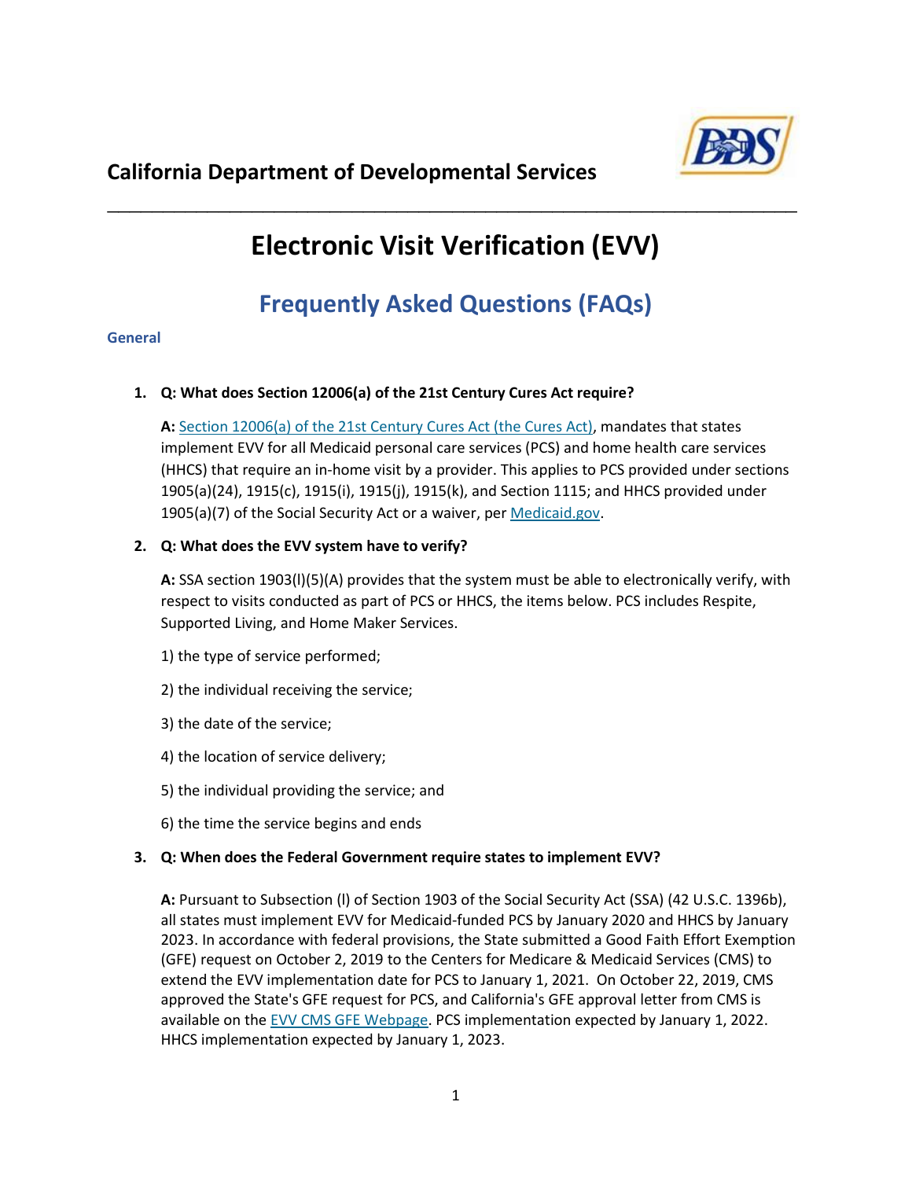## California Department of Developmental Services

# Electronic Visit Verification (EVV)

## Frequently Asked Questions (FAQs)

### General

1. **Q: What does Section 12006(a) of the 21st Century Cures Act require?**

   **A:** Section 12006(a) of the 21st Century Cures Act (the Cures Act), mandates that states implement EVV for all Medicaid personal care services (PCS) and home health care services (HHCS) that require an in-home visit by a provider. This applies to PCS provided under sections 1905(a)(24), 1915(c), 1915(i), 1915(j), 1915(k), and Section 1115; and HHCS provided under 1905(a)(7) of the Social Security Act or a waiver, per Medicaid.gov.

2. **Q: What does the EVV system have to verify?**

   **A:** SSA section 1903(l)(5)(A) provides that the system must be able to electronically verify, with respect to visits conducted as part of PCS or HHCS, the items below. PCS includes Respite, Supported Living, and Home Maker Services.

   1) the type of service performed;

   2) the individual receiving the service;

   3) the date of the service;

   4) the location of service delivery;

   5) the individual providing the service; and

   6) the time the service begins and ends

3. **Q: When does the Federal Government require states to implement EVV?**

   **A:** Pursuant to Subsection (l) of Section 1903 of the Social Security Act (SSA) (42 U.S.C. 1396b), all states must implement EVV for Medicaid-funded PCS by January 2020 and HHCS by January 2023. In accordance with federal provisions, the State submitted a Good Faith Effort Exemption (GFE) request on October 2, 2019 to the Centers for Medicare & Medicaid Services (CMS) to extend the EVV implementation date for PCS to January 1, 2021. On October 22, 2019, CMS approved the State's GFE request for PCS, and California's GFE approval letter from CMS is available on the EVV CMS GFE Webpage. PCS implementation expected by January 1, 2022. HHCS implementation expected by January 1, 2023.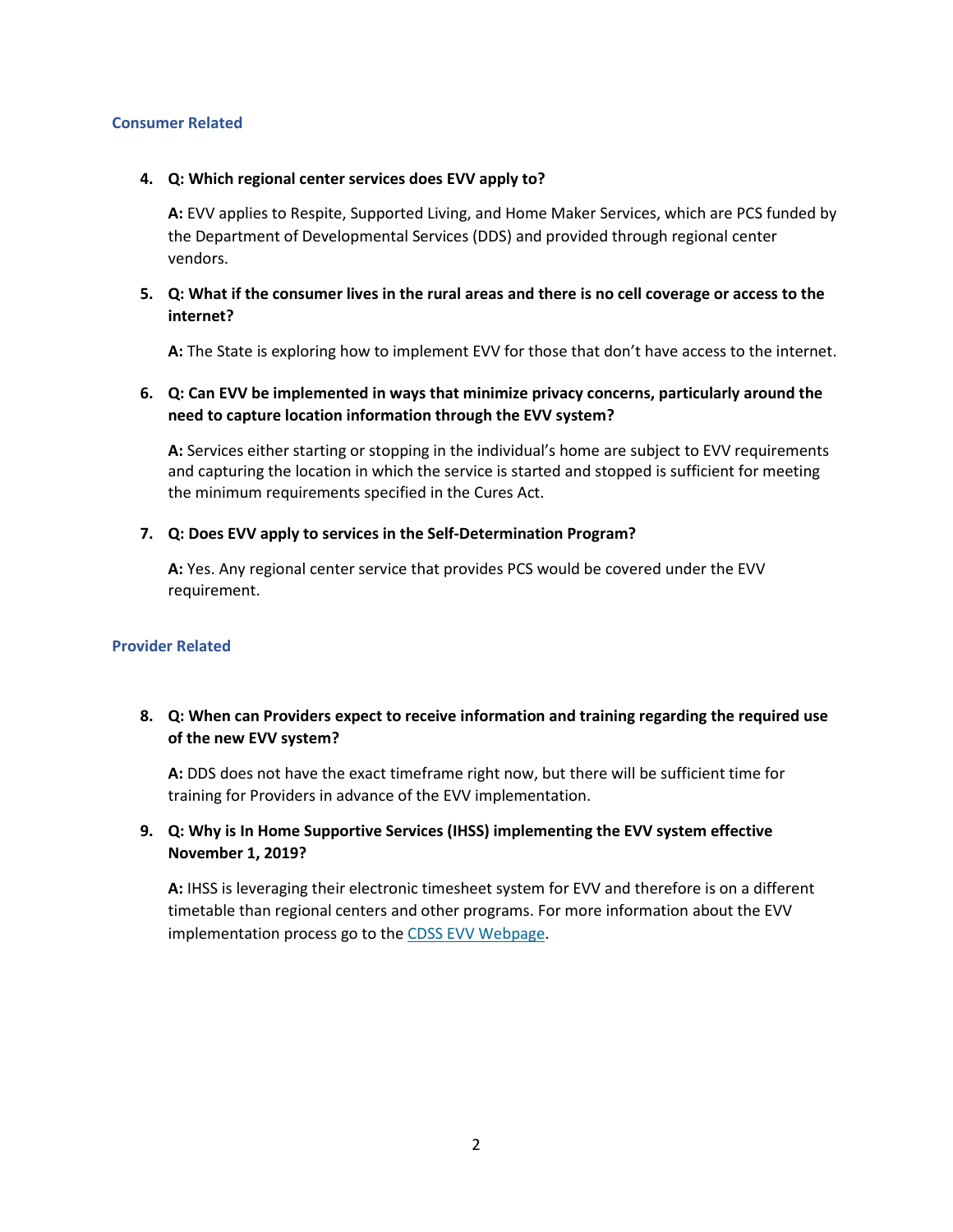## Consumer Related

4. **Q: Which regional center services does EVV apply to?**

   **A:** EVV applies to Respite, Supported Living, and Home Maker Services, which are PCS funded by the Department of Developmental Services (DDS) and provided through regional center vendors.

5. **Q: What if the consumer lives in the rural areas and there is no cell coverage or access to the internet?**

   **A:** The State is exploring how to implement EVV for those that don't have access to the internet.

6. **Q: Can EVV be implemented in ways that minimize privacy concerns, particularly around the need to capture location information through the EVV system?**

   **A:** Services either starting or stopping in the individual's home are subject to EVV requirements and capturing the location in which the service is started and stopped is sufficient for meeting the minimum requirements specified in the Cures Act.

7. **Q: Does EVV apply to services in the Self-Determination Program?**

   **A:** Yes. Any regional center service that provides PCS would be covered under the EVV requirement.

## Provider Related

8. **Q: When can Providers expect to receive information and training regarding the required use of the new EVV system?**

   **A:** DDS does not have the exact timeframe right now, but there will be sufficient time for training for Providers in advance of the EVV implementation.

9. **Q: Why is In Home Supportive Services (IHSS) implementing the EVV system effective November 1, 2019?**

   **A:** IHSS is leveraging their electronic timesheet system for EVV and therefore is on a different timetable than regional centers and other programs. For more information about the EVV implementation process go to the CDSS EVV Webpage.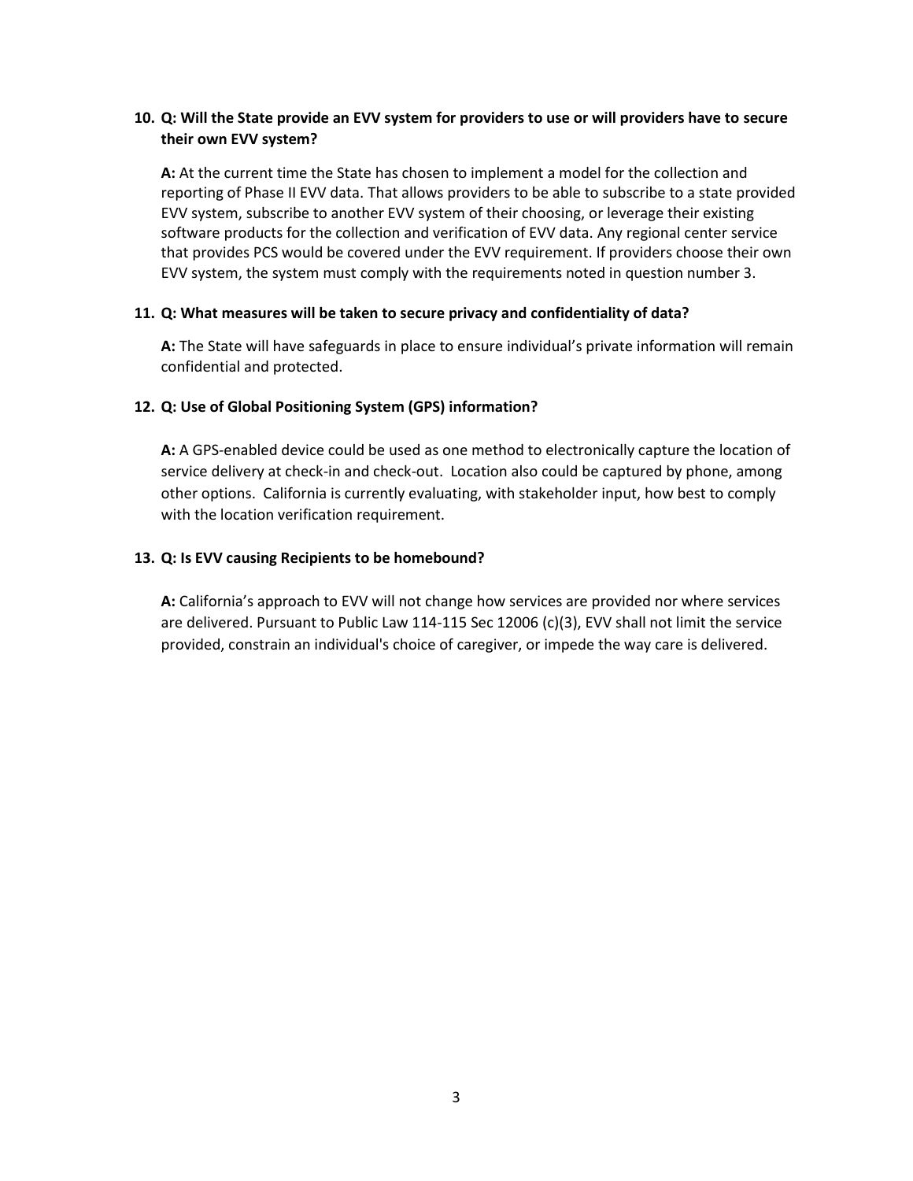10. **Q: Will the State provide an EVV system for providers to use or will providers have to secure their own EVV system?**

    **A:** At the current time the State has chosen to implement a model for the collection and reporting of Phase II EVV data. That allows providers to be able to subscribe to a state provided EVV system, subscribe to another EVV system of their choosing, or leverage their existing software products for the collection and verification of EVV data. Any regional center service that provides PCS would be covered under the EVV requirement. If providers choose their own EVV system, the system must comply with the requirements noted in question number 3.

11. **Q: What measures will be taken to secure privacy and confidentiality of data?**

    **A:** The State will have safeguards in place to ensure individual's private information will remain confidential and protected.

12. **Q: Use of Global Positioning System (GPS) information?**

    **A:** A GPS-enabled device could be used as one method to electronically capture the location of service delivery at check-in and check-out. Location also could be captured by phone, among other options. California is currently evaluating, with stakeholder input, how best to comply with the location verification requirement.

13. **Q: Is EVV causing Recipients to be homebound?**

    **A:** California's approach to EVV will not change how services are provided nor where services are delivered. Pursuant to Public Law 114-115 Sec 12006 (c)(3), EVV shall not limit the service provided, constrain an individual's choice of caregiver, or impede the way care is delivered.